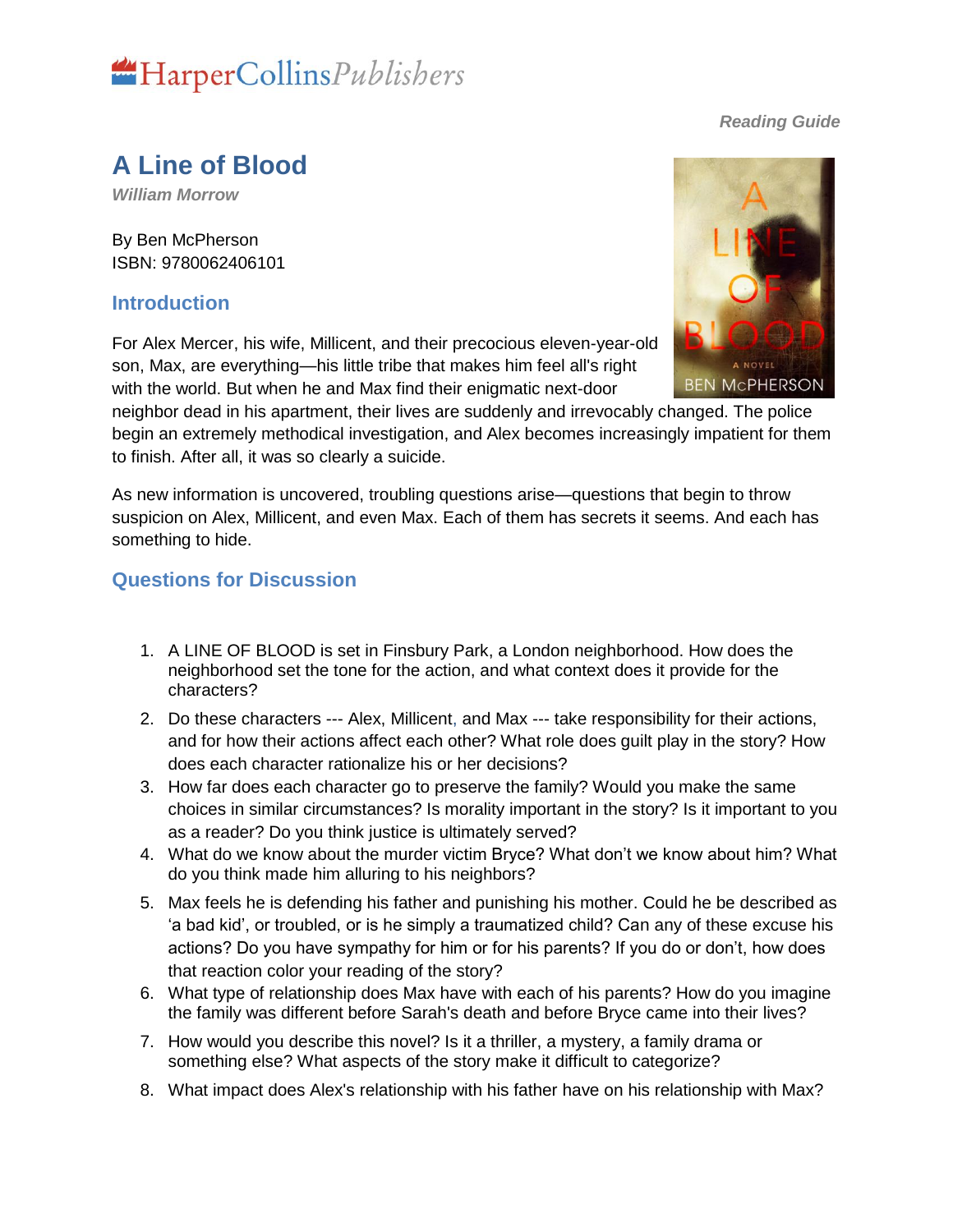HarperCollinsPublishers

*Reading Guide*

# A Line of Blood

***William Morrow***

By Ben McPherson
ISBN: 9780062406101

## Introduction

For Alex Mercer, his wife, Millicent, and their precocious eleven-year-old son, Max, are everything—his little tribe that makes him feel all's right with the world. But when he and Max find their enigmatic next-door neighbor dead in his apartment, their lives are suddenly and irrevocably changed. The police begin an extremely methodical investigation, and Alex becomes increasingly impatient for them to finish. After all, it was so clearly a suicide.

As new information is uncovered, troubling questions arise—questions that begin to throw suspicion on Alex, Millicent, and even Max. Each of them has secrets it seems. And each has something to hide.

## Questions for Discussion

1. A LINE OF BLOOD is set in Finsbury Park, a London neighborhood. How does the neighborhood set the tone for the action, and what context does it provide for the characters?
2. Do these characters --- Alex, Millicent, and Max --- take responsibility for their actions, and for how their actions affect each other? What role does guilt play in the story? How does each character rationalize his or her decisions?
3. How far does each character go to preserve the family? Would you make the same choices in similar circumstances? Is morality important in the story? Is it important to you as a reader? Do you think justice is ultimately served?
4. What do we know about the murder victim Bryce? What don't we know about him? What do you think made him alluring to his neighbors?
5. Max feels he is defending his father and punishing his mother. Could he be described as 'a bad kid', or troubled, or is he simply a traumatized child? Can any of these excuse his actions? Do you have sympathy for him or for his parents? If you do or don't, how does that reaction color your reading of the story?
6. What type of relationship does Max have with each of his parents? How do you imagine the family was different before Sarah's death and before Bryce came into their lives?
7. How would you describe this novel? Is it a thriller, a mystery, a family drama or something else? What aspects of the story make it difficult to categorize?
8. What impact does Alex's relationship with his father have on his relationship with Max?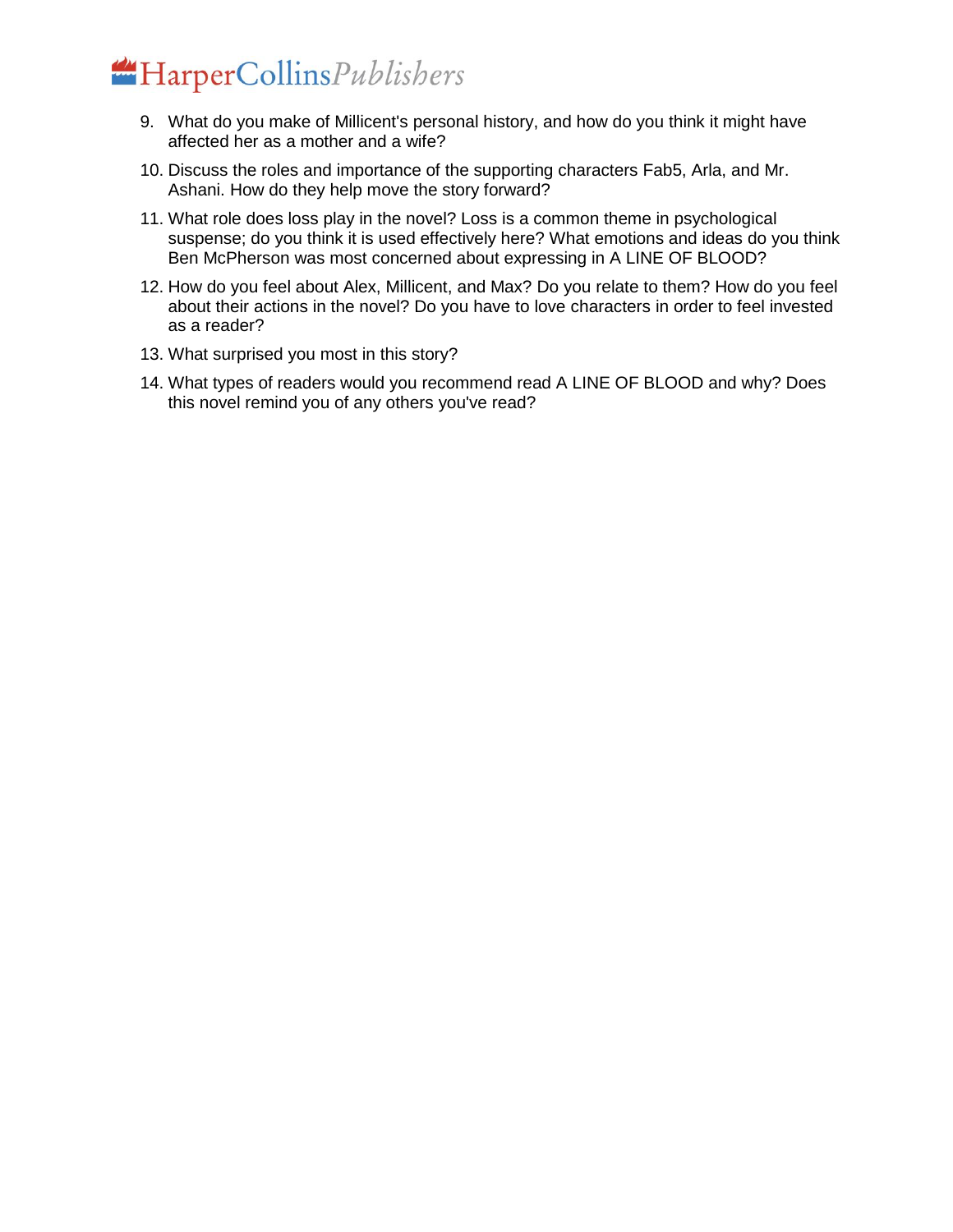9. What do you make of Millicent's personal history, and how do you think it might have affected her as a mother and a wife?
10. Discuss the roles and importance of the supporting characters Fab5, Arla, and Mr. Ashani. How do they help move the story forward?
11. What role does loss play in the novel? Loss is a common theme in psychological suspense; do you think it is used effectively here? What emotions and ideas do you think Ben McPherson was most concerned about expressing in A LINE OF BLOOD?
12. How do you feel about Alex, Millicent, and Max? Do you relate to them? How do you feel about their actions in the novel? Do you have to love characters in order to feel invested as a reader?
13. What surprised you most in this story?
14. What types of readers would you recommend read A LINE OF BLOOD and why? Does this novel remind you of any others you've read?